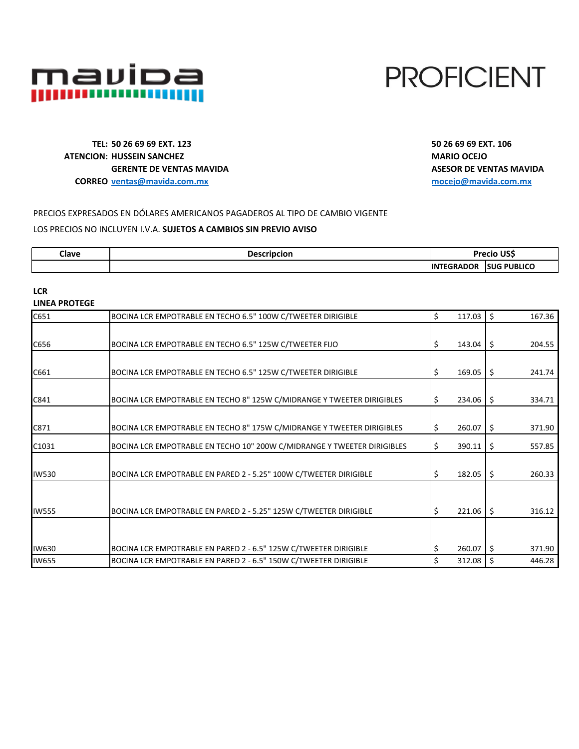mavida

PROFICIENT

| | | | |
|---|---|---|---|
| **TEL:** | **50 26 69 69 EXT. 123** | | **50 26 69 69 EXT. 106** |
| **ATENCION:** | **HUSSEIN SANCHEZ** | | **MARIO OCEJO** |
| | **GERENTE DE VENTAS MAVIDA** | | **ASESOR DE VENTAS MAVIDA** |
| **CORREO** | **ventas@mavida.com.mx** | | **mocejo@mavida.com.mx** |

PRECIOS EXPRESADOS EN DÓLARES AMERICANOS PAGADEROS AL TIPO DE CAMBIO VIGENTE

LOS PRECIOS NO INCLUYEN I.V.A. **SUJETOS A CAMBIOS SIN PREVIO AVISO**

| Clave | Descripcion | Precio US$ | |
|---|---|---|---|
| | | INTEGRADOR | SUG PUBLICO |

**LCR**

**LINEA PROTEGE**

| Clave | Descripcion | INTEGRADOR | SUG PUBLICO |
|---|---|---|---|
| C651 | BOCINA LCR EMPOTRABLE EN TECHO 6.5" 100W C/TWEETER DIRIGIBLE | $ 117.03 | $ 167.36 |
| C656 | BOCINA LCR EMPOTRABLE EN TECHO 6.5" 125W C/TWEETER FIJO | $ 143.04 | $ 204.55 |
| C661 | BOCINA LCR EMPOTRABLE EN TECHO 6.5" 125W C/TWEETER DIRIGIBLE | $ 169.05 | $ 241.74 |
| C841 | BOCINA LCR EMPOTRABLE EN TECHO 8" 125W C/MIDRANGE Y TWEETER DIRIGIBLES | $ 234.06 | $ 334.71 |
| C871 | BOCINA LCR EMPOTRABLE EN TECHO 8" 175W C/MIDRANGE Y TWEETER DIRIGIBLES | $ 260.07 | $ 371.90 |
| C1031 | BOCINA LCR EMPOTRABLE EN TECHO 10" 200W C/MIDRANGE Y TWEETER DIRIGIBLES | $ 390.11 | $ 557.85 |
| IW530 | BOCINA LCR EMPOTRABLE EN PARED 2 - 5.25" 100W C/TWEETER DIRIGIBLE | $ 182.05 | $ 260.33 |
| IW555 | BOCINA LCR EMPOTRABLE EN PARED 2 - 5.25" 125W C/TWEETER DIRIGIBLE | $ 221.06 | $ 316.12 |
| IW630 | BOCINA LCR EMPOTRABLE EN PARED 2 - 6.5" 125W C/TWEETER DIRIGIBLE | $ 260.07 | $ 371.90 |
| IW655 | BOCINA LCR EMPOTRABLE EN PARED 2 - 6.5" 150W C/TWEETER DIRIGIBLE | $ 312.08 | $ 446.28 |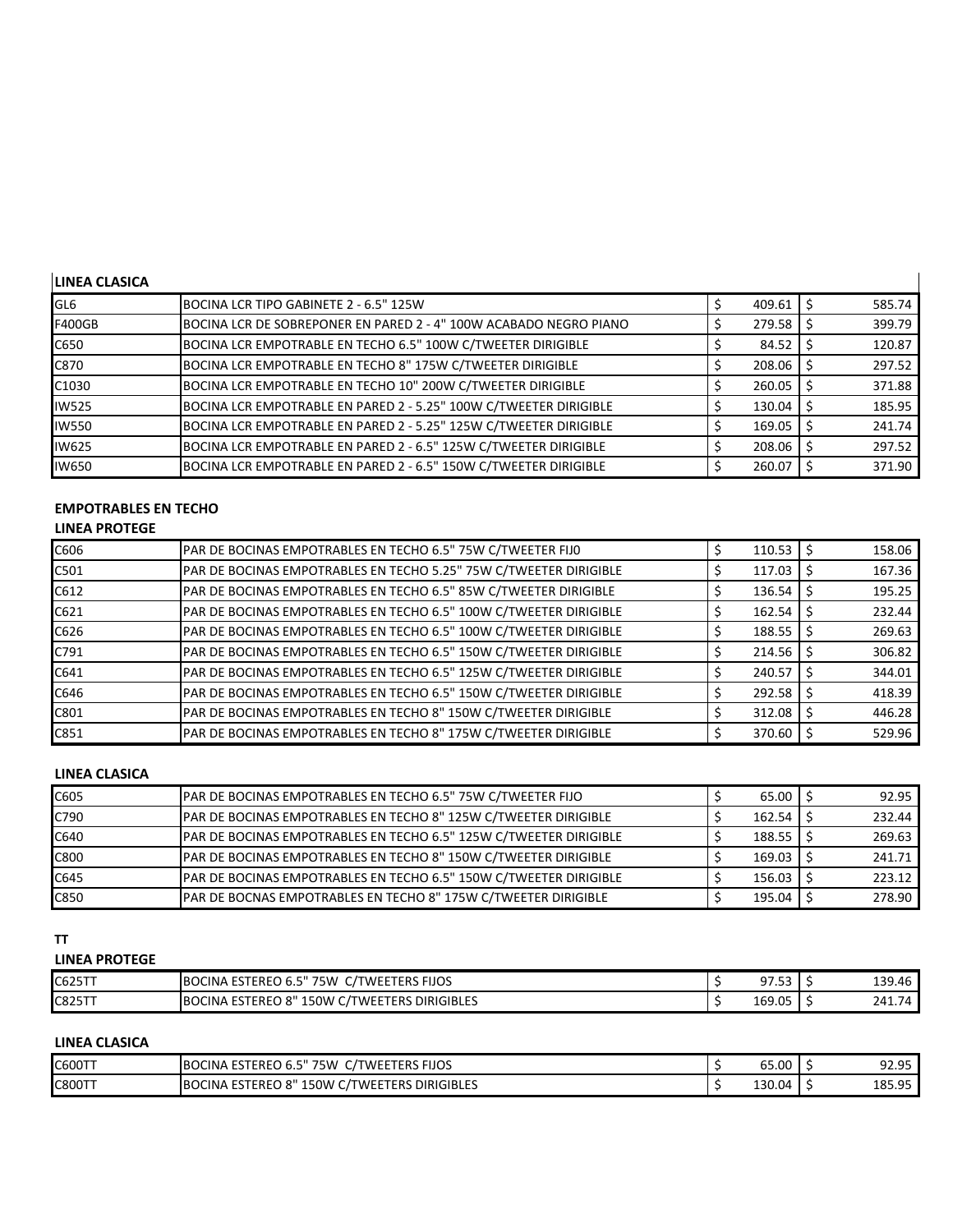**LINEA CLASICA**

| | | | |
|---|---|---|---|
| GL6 | BOCINA LCR TIPO GABINETE 2 - 6.5" 125W | $ 409.61 | $ 585.74 |
| F400GB | BOCINA LCR DE SOBREPONER EN PARED 2 - 4" 100W ACABADO NEGRO PIANO | $ 279.58 | $ 399.79 |
| C650 | BOCINA LCR EMPOTRABLE EN TECHO 6.5" 100W C/TWEETER DIRIGIBLE | $ 84.52 | $ 120.87 |
| C870 | BOCINA LCR EMPOTRABLE EN TECHO 8" 175W C/TWEETER DIRIGIBLE | $ 208.06 | $ 297.52 |
| C1030 | BOCINA LCR EMPOTRABLE EN TECHO 10" 200W C/TWEETER DIRIGIBLE | $ 260.05 | $ 371.88 |
| IW525 | BOCINA LCR EMPOTRABLE EN PARED 2 - 5.25" 100W C/TWEETER DIRIGIBLE | $ 130.04 | $ 185.95 |
| IW550 | BOCINA LCR EMPOTRABLE EN PARED 2 - 5.25" 125W C/TWEETER DIRIGIBLE | $ 169.05 | $ 241.74 |
| IW625 | BOCINA LCR EMPOTRABLE EN PARED 2 - 6.5" 125W C/TWEETER DIRIGIBLE | $ 208.06 | $ 297.52 |
| IW650 | BOCINA LCR EMPOTRABLE EN PARED 2 - 6.5" 150W C/TWEETER DIRIGIBLE | $ 260.07 | $ 371.90 |

**EMPOTRABLES EN TECHO**

**LINEA PROTEGE**

| | | | |
|---|---|---|---|
| C606 | PAR DE BOCINAS EMPOTRABLES EN TECHO 6.5" 75W C/TWEETER FIJ0 | $ 110.53 | $ 158.06 |
| C501 | PAR DE BOCINAS EMPOTRABLES EN TECHO 5.25" 75W C/TWEETER DIRIGIBLE | $ 117.03 | $ 167.36 |
| C612 | PAR DE BOCINAS EMPOTRABLES EN TECHO 6.5" 85W C/TWEETER DIRIGIBLE | $ 136.54 | $ 195.25 |
| C621 | PAR DE BOCINAS EMPOTRABLES EN TECHO 6.5" 100W C/TWEETER DIRIGIBLE | $ 162.54 | $ 232.44 |
| C626 | PAR DE BOCINAS EMPOTRABLES EN TECHO 6.5" 100W C/TWEETER DIRIGIBLE | $ 188.55 | $ 269.63 |
| C791 | PAR DE BOCINAS EMPOTRABLES EN TECHO 6.5" 150W C/TWEETER DIRIGIBLE | $ 214.56 | $ 306.82 |
| C641 | PAR DE BOCINAS EMPOTRABLES EN TECHO 6.5" 125W C/TWEETER DIRIGIBLE | $ 240.57 | $ 344.01 |
| C646 | PAR DE BOCINAS EMPOTRABLES EN TECHO 6.5" 150W C/TWEETER DIRIGIBLE | $ 292.58 | $ 418.39 |
| C801 | PAR DE BOCINAS EMPOTRABLES EN TECHO 8" 150W C/TWEETER DIRIGIBLE | $ 312.08 | $ 446.28 |
| C851 | PAR DE BOCINAS EMPOTRABLES EN TECHO 8" 175W C/TWEETER DIRIGIBLE | $ 370.60 | $ 529.96 |

**LINEA CLASICA**

| | | | |
|---|---|---|---|
| C605 | PAR DE BOCINAS EMPOTRABLES EN TECHO 6.5" 75W C/TWEETER FIJO | $ 65.00 | $ 92.95 |
| C790 | PAR DE BOCINAS EMPOTRABLES EN TECHO 8" 125W C/TWEETER DIRIGIBLE | $ 162.54 | $ 232.44 |
| C640 | PAR DE BOCINAS EMPOTRABLES EN TECHO 6.5" 125W C/TWEETER DIRIGIBLE | $ 188.55 | $ 269.63 |
| C800 | PAR DE BOCINAS EMPOTRABLES EN TECHO 8" 150W C/TWEETER DIRIGIBLE | $ 169.03 | $ 241.71 |
| C645 | PAR DE BOCINAS EMPOTRABLES EN TECHO 6.5" 150W C/TWEETER DIRIGIBLE | $ 156.03 | $ 223.12 |
| C850 | PAR DE BOCNAS EMPOTRABLES EN TECHO 8" 175W C/TWEETER DIRIGIBLE | $ 195.04 | $ 278.90 |

**TT**

**LINEA PROTEGE**

| | | | |
|---|---|---|---|
| C625TT | BOCINA ESTEREO 6.5" 75W C/TWEETERS FIJOS | $ 97.53 | $ 139.46 |
| C825TT | BOCINA ESTEREO 8" 150W C/TWEETERS DIRIGIBLES | $ 169.05 | $ 241.74 |

**LINEA CLASICA**

| | | | |
|---|---|---|---|
| C600TT | BOCINA ESTEREO 6.5" 75W C/TWEETERS FIJOS | $ 65.00 | $ 92.95 |
| C800TT | BOCINA ESTEREO 8" 150W C/TWEETERS DIRIGIBLES | $ 130.04 | $ 185.95 |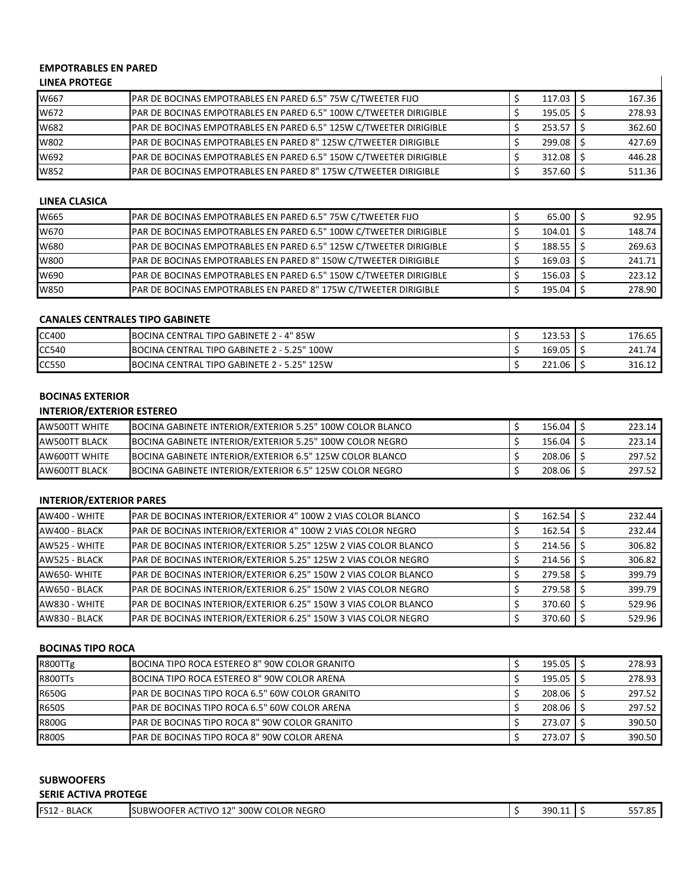### EMPOTRABLES EN PARED

#### LINEA PROTEGE

| | | | |
|---|---|---|---|
| W667 | PAR DE BOCINAS EMPOTRABLES EN PARED 6.5" 75W C/TWEETER FIJO | $ 117.03 | $ 167.36 |
| W672 | PAR DE BOCINAS EMPOTRABLES EN PARED 6.5" 100W C/TWEETER DIRIGIBLE | $ 195.05 | $ 278.93 |
| W682 | PAR DE BOCINAS EMPOTRABLES EN PARED 6.5" 125W C/TWEETER DIRIGIBLE | $ 253.57 | $ 362.60 |
| W802 | PAR DE BOCINAS EMPOTRABLES EN PARED 8" 125W C/TWEETER DIRIGIBLE | $ 299.08 | $ 427.69 |
| W692 | PAR DE BOCINAS EMPOTRABLES EN PARED 6.5" 150W C/TWEETER DIRIGIBLE | $ 312.08 | $ 446.28 |
| W852 | PAR DE BOCINAS EMPOTRABLES EN PARED 8" 175W C/TWEETER DIRIGIBLE | $ 357.60 | $ 511.36 |

#### LINEA CLASICA

| | | | |
|---|---|---|---|
| W665 | PAR DE BOCINAS EMPOTRABLES EN PARED 6.5" 75W C/TWEETER FIJO | $ 65.00 | $ 92.95 |
| W670 | PAR DE BOCINAS EMPOTRABLES EN PARED 6.5" 100W C/TWEETER DIRIGIBLE | $ 104.01 | $ 148.74 |
| W680 | PAR DE BOCINAS EMPOTRABLES EN PARED 6.5" 125W C/TWEETER DIRIGIBLE | $ 188.55 | $ 269.63 |
| W800 | PAR DE BOCINAS EMPOTRABLES EN PARED 8" 150W C/TWEETER DIRIGIBLE | $ 169.03 | $ 241.71 |
| W690 | PAR DE BOCINAS EMPOTRABLES EN PARED 6.5" 150W C/TWEETER DIRIGIBLE | $ 156.03 | $ 223.12 |
| W850 | PAR DE BOCINAS EMPOTRABLES EN PARED 8" 175W C/TWEETER DIRIGIBLE | $ 195.04 | $ 278.90 |

#### CANALES CENTRALES TIPO GABINETE

| | | | |
|---|---|---|---|
| CC400 | BOCINA CENTRAL TIPO GABINETE 2 - 4" 85W | $ 123.53 | $ 176.65 |
| CC540 | BOCINA CENTRAL TIPO GABINETE 2 - 5.25" 100W | $ 169.05 | $ 241.74 |
| CC550 | BOCINA CENTRAL TIPO GABINETE 2 - 5.25" 125W | $ 221.06 | $ 316.12 |

### BOCINAS EXTERIOR

#### INTERIOR/EXTERIOR ESTEREO

| | | | |
|---|---|---|---|
| AW500TT WHITE | BOCINA GABINETE INTERIOR/EXTERIOR 5.25" 100W COLOR BLANCO | $ 156.04 | $ 223.14 |
| AW500TT BLACK | BOCINA GABINETE INTERIOR/EXTERIOR 5.25" 100W COLOR NEGRO | $ 156.04 | $ 223.14 |
| AW600TT WHITE | BOCINA GABINETE INTERIOR/EXTERIOR 6.5" 125W COLOR BLANCO | $ 208.06 | $ 297.52 |
| AW600TT BLACK | BOCINA GABINETE INTERIOR/EXTERIOR 6.5" 125W COLOR NEGRO | $ 208.06 | $ 297.52 |

#### INTERIOR/EXTERIOR PARES

| | | | |
|---|---|---|---|
| AW400 - WHITE | PAR DE BOCINAS INTERIOR/EXTERIOR 4" 100W 2 VIAS COLOR BLANCO | $ 162.54 | $ 232.44 |
| AW400 - BLACK | PAR DE BOCINAS INTERIOR/EXTERIOR 4" 100W 2 VIAS COLOR NEGRO | $ 162.54 | $ 232.44 |
| AW525 - WHITE | PAR DE BOCINAS INTERIOR/EXTERIOR 5.25" 125W 2 VIAS COLOR BLANCO | $ 214.56 | $ 306.82 |
| AW525 - BLACK | PAR DE BOCINAS INTERIOR/EXTERIOR 5.25" 125W 2 VIAS COLOR NEGRO | $ 214.56 | $ 306.82 |
| AW650- WHITE | PAR DE BOCINAS INTERIOR/EXTERIOR 6.25" 150W 2 VIAS COLOR BLANCO | $ 279.58 | $ 399.79 |
| AW650 - BLACK | PAR DE BOCINAS INTERIOR/EXTERIOR 6.25" 150W 2 VIAS COLOR NEGRO | $ 279.58 | $ 399.79 |
| AW830 - WHITE | PAR DE BOCINAS INTERIOR/EXTERIOR 6.25" 150W 3 VIAS COLOR BLANCO | $ 370.60 | $ 529.96 |
| AW830 - BLACK | PAR DE BOCINAS INTERIOR/EXTERIOR 6.25" 150W 3 VIAS COLOR NEGRO | $ 370.60 | $ 529.96 |

#### BOCINAS TIPO ROCA

| | | | |
|---|---|---|---|
| R800TTg | BOCINA TIPO ROCA ESTEREO 8" 90W COLOR GRANITO | $ 195.05 | $ 278.93 |
| R800TTs | BOCINA TIPO ROCA ESTEREO 8" 90W COLOR ARENA | $ 195.05 | $ 278.93 |
| R650G | PAR DE BOCINAS TIPO ROCA 6.5" 60W COLOR GRANITO | $ 208.06 | $ 297.52 |
| R650S | PAR DE BOCINAS TIPO ROCA 6.5" 60W COLOR ARENA | $ 208.06 | $ 297.52 |
| R800G | PAR DE BOCINAS TIPO ROCA 8" 90W COLOR GRANITO | $ 273.07 | $ 390.50 |
| R800S | PAR DE BOCINAS TIPO ROCA 8" 90W COLOR ARENA | $ 273.07 | $ 390.50 |

### SUBWOOFERS

#### SERIE ACTIVA PROTEGE

| | | | |
|---|---|---|---|
| FS12 - BLACK | SUBWOOFER ACTIVO 12" 300W COLOR NEGRO | $ 390.11 | $ 557.85 |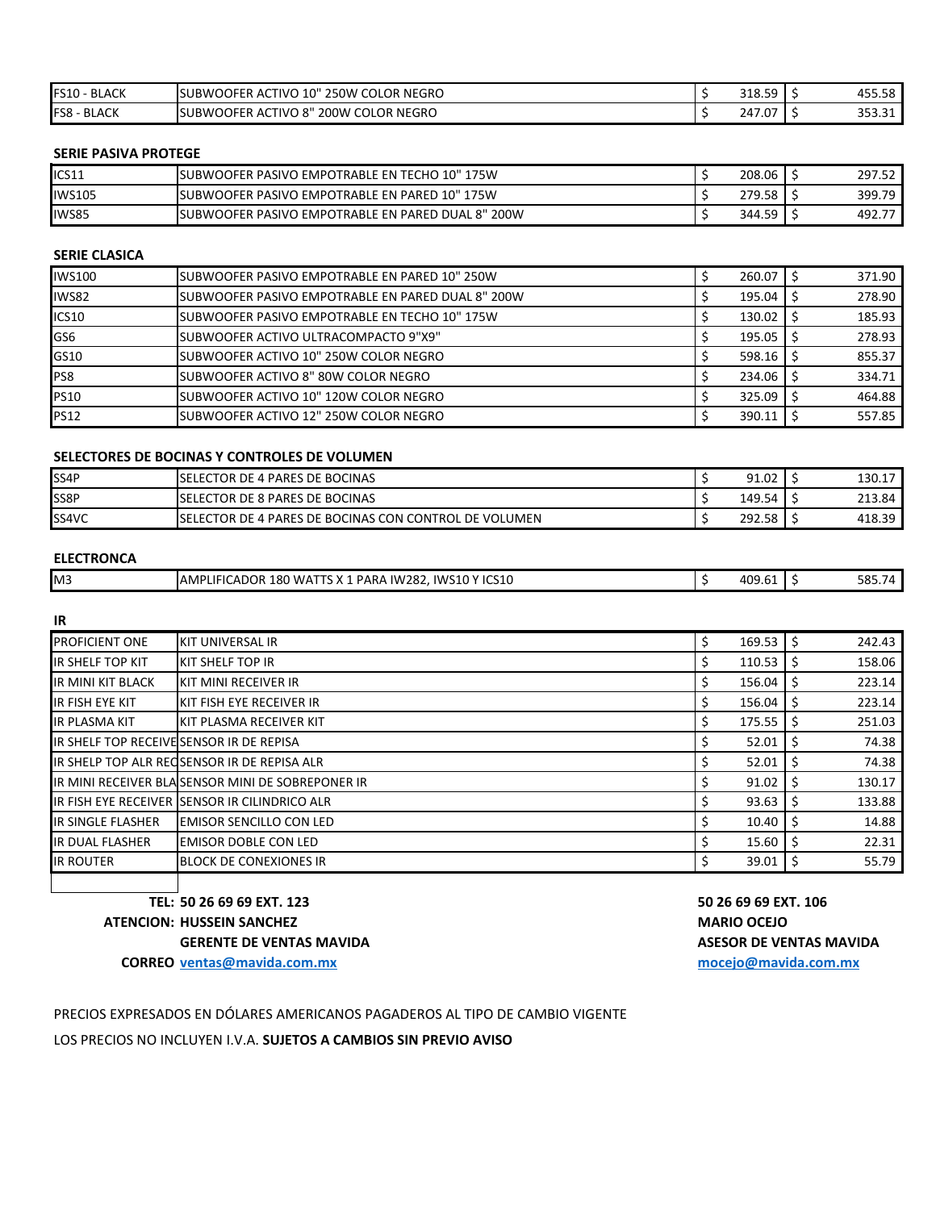| | | | |
|---|---|---|---|
| FS10 - BLACK | SUBWOOFER ACTIVO 10" 250W COLOR NEGRO | $ 318.59 | $ 455.58 |
| FS8 - BLACK | SUBWOOFER ACTIVO 8" 200W COLOR NEGRO | $ 247.07 | $ 353.31 |

**SERIE PASIVA PROTEGE**

| | | | |
|---|---|---|---|
| ICS11 | SUBWOOFER PASIVO EMPOTRABLE EN TECHO 10" 175W | $ 208.06 | $ 297.52 |
| IWS105 | SUBWOOFER PASIVO EMPOTRABLE EN PARED 10" 175W | $ 279.58 | $ 399.79 |
| IWS85 | SUBWOOFER PASIVO EMPOTRABLE EN PARED DUAL 8" 200W | $ 344.59 | $ 492.77 |

**SERIE CLASICA**

| | | | |
|---|---|---|---|
| IWS100 | SUBWOOFER PASIVO EMPOTRABLE EN PARED 10" 250W | $ 260.07 | $ 371.90 |
| IWS82 | SUBWOOFER PASIVO EMPOTRABLE EN PARED DUAL 8" 200W | $ 195.04 | $ 278.90 |
| ICS10 | SUBWOOFER PASIVO EMPOTRABLE EN TECHO 10" 175W | $ 130.02 | $ 185.93 |
| GS6 | SUBWOOFER ACTIVO ULTRACOMPACTO 9"X9" | $ 195.05 | $ 278.93 |
| GS10 | SUBWOOFER ACTIVO 10" 250W COLOR NEGRO | $ 598.16 | $ 855.37 |
| PS8 | SUBWOOFER ACTIVO 8" 80W COLOR NEGRO | $ 234.06 | $ 334.71 |
| PS10 | SUBWOOFER ACTIVO 10" 120W COLOR NEGRO | $ 325.09 | $ 464.88 |
| PS12 | SUBWOOFER ACTIVO 12" 250W COLOR NEGRO | $ 390.11 | $ 557.85 |

**SELECTORES DE BOCINAS Y CONTROLES DE VOLUMEN**

| | | | |
|---|---|---|---|
| SS4P | SELECTOR DE 4 PARES DE BOCINAS | $ 91.02 | $ 130.17 |
| SS8P | SELECTOR DE 8 PARES DE BOCINAS | $ 149.54 | $ 213.84 |
| SS4VC | SELECTOR DE 4 PARES DE BOCINAS CON CONTROL DE VOLUMEN | $ 292.58 | $ 418.39 |

**ELECTRONCA**

| | | | |
|---|---|---|---|
| M3 | AMPLIFICADOR 180 WATTS X 1 PARA IW282, IWS10 Y ICS10 | $ 409.61 | $ 585.74 |

**IR**

| | | | |
|---|---|---|---|
| PROFICIENT ONE | KIT UNIVERSAL IR | $ 169.53 | $ 242.43 |
| IR SHELF TOP KIT | KIT SHELF TOP IR | $ 110.53 | $ 158.06 |
| IR MINI KIT BLACK | KIT MINI RECEIVER IR | $ 156.04 | $ 223.14 |
| IR FISH EYE KIT | KIT FISH EYE RECEIVER IR | $ 156.04 | $ 223.14 |
| IR PLASMA KIT | KIT PLASMA RECEIVER KIT | $ 175.55 | $ 251.03 |
| IR SHELF TOP RECEIVE | SENSOR IR DE REPISA | $ 52.01 | $ 74.38 |
| IR SHELP TOP ALR REC | SENSOR IR DE REPISA ALR | $ 52.01 | $ 74.38 |
| IR MINI RECEIVER BLA | SENSOR MINI DE SOBREPONER IR | $ 91.02 | $ 130.17 |
| IR FISH EYE RECEIVER | SENSOR IR CILINDRICO ALR | $ 93.63 | $ 133.88 |
| IR SINGLE FLASHER | EMISOR SENCILLO CON LED | $ 10.40 | $ 14.88 |
| IR DUAL FLASHER | EMISOR DOBLE CON LED | $ 15.60 | $ 22.31 |
| IR ROUTER | BLOCK DE CONEXIONES IR | $ 39.01 | $ 55.79 |

**TEL: 50 26 69 69 EXT. 123**
**ATENCION: HUSSEIN SANCHEZ**
**GERENTE DE VENTAS MAVIDA**
**CORREO** ventas@mavida.com.mx

**50 26 69 69 EXT. 106**
**MARIO OCEJO**
**ASESOR DE VENTAS MAVIDA**
mocejo@mavida.com.mx

PRECIOS EXPRESADOS EN DÓLARES AMERICANOS PAGADEROS AL TIPO DE CAMBIO VIGENTE

LOS PRECIOS NO INCLUYEN I.V.A. **SUJETOS A CAMBIOS SIN PREVIO AVISO**